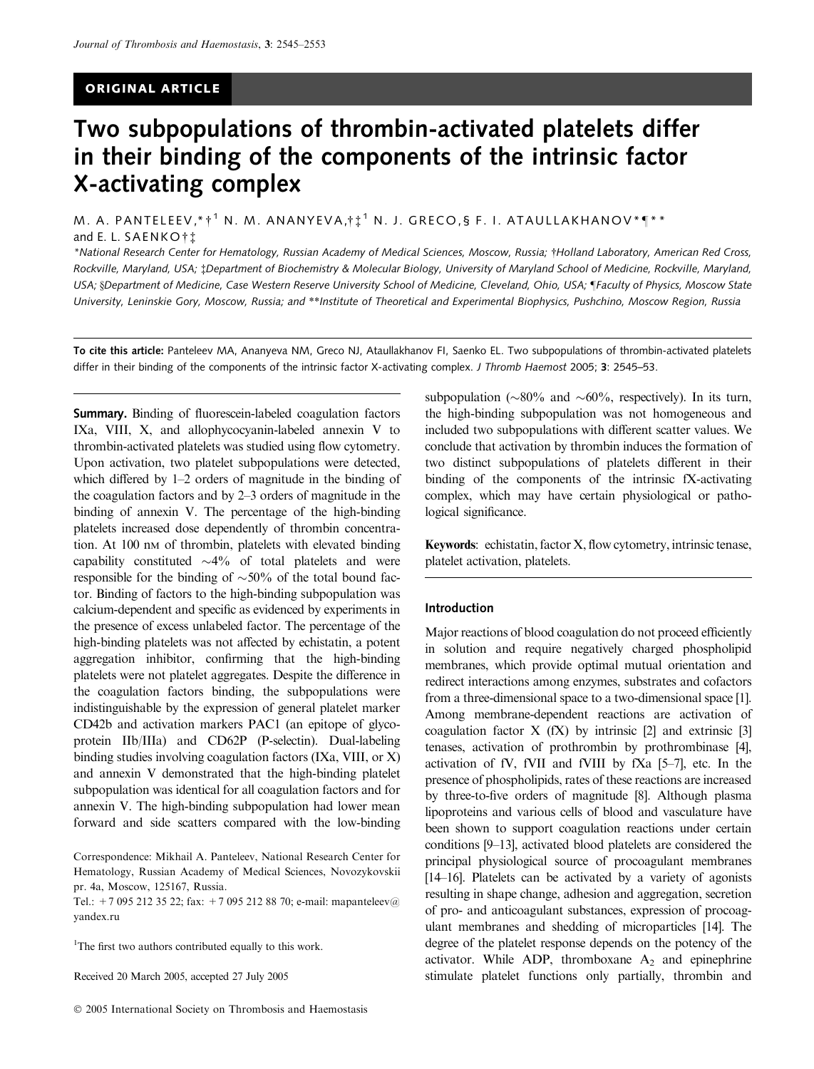ORIGINAL ARTICLE

# Two subpopulations of thrombin-activated platelets differ in their binding of the components of the intrinsic factor X-activating complex

M. A. PANTELEEV,*†[1] N. M. ANANYEVA,†‡[1] N. J. GRECO,§ F. I. ATAULLAKHANOV*¶** and E. L. SAENKO†‡

*National Research Center for Hematology, Russian Academy of Medical Sciences, Moscow, Russia; †Holland Laboratory, American Red Cross, Rockville, Maryland, USA; ‡Department of Biochemistry & Molecular Biology, University of Maryland School of Medicine, Rockville, Maryland, USA; §Department of Medicine, Case Western Reserve University School of Medicine, Cleveland, Ohio, USA; ¶Faculty of Physics, Moscow State University, Leninskie Gory, Moscow, Russia; and **Institute of Theoretical and Experimental Biophysics, Pushchino, Moscow Region, Russia

**To cite this article:** Panteleev MA, Ananyeva NM, Greco NJ, Ataullakhanov FI, Saenko EL. Two subpopulations of thrombin-activated platelets differ in their binding of the components of the intrinsic factor X-activating complex. *J Thromb Haemost* 2005; **3**: 2545–53.

**Summary.** Binding of fluorescein-labeled coagulation factors IXa, VIII, X, and allophycocyanin-labeled annexin V to thrombin-activated platelets was studied using flow cytometry. Upon activation, two platelet subpopulations were detected, which differed by 1–2 orders of magnitude in the binding of the coagulation factors and by 2–3 orders of magnitude in the binding of annexin V. The percentage of the high-binding platelets increased dose dependently of thrombin concentration. At 100 nM of thrombin, platelets with elevated binding capability constituted ~4% of total platelets and were responsible for the binding of ~50% of the total bound factor. Binding of factors to the high-binding subpopulation was calcium-dependent and specific as evidenced by experiments in the presence of excess unlabeled factor. The percentage of the high-binding platelets was not affected by echistatin, a potent aggregation inhibitor, confirming that the high-binding platelets were not platelet aggregates. Despite the difference in the coagulation factors binding, the subpopulations were indistinguishable by the expression of general platelet marker CD42b and activation markers PAC1 (an epitope of glycoprotein IIb/IIIa) and CD62P (P-selectin). Dual-labeling binding studies involving coagulation factors (IXa, VIII, or X) and annexin V demonstrated that the high-binding platelet subpopulation was identical for all coagulation factors and for annexin V. The high-binding subpopulation had lower mean forward and side scatters compared with the low-binding subpopulation (~80% and ~60%, respectively). In its turn, the high-binding subpopulation was not homogeneous and included two subpopulations with different scatter values. We conclude that activation by thrombin induces the formation of two distinct subpopulations of platelets different in their binding of the components of the intrinsic fX-activating complex, which may have certain physiological or pathological significance.

**Keywords**: echistatin, factor X, flow cytometry, intrinsic tenase, platelet activation, platelets.

Correspondence: Mikhail A. Panteleev, National Research Center for Hematology, Russian Academy of Medical Sciences, Novozykovskii pr. 4a, Moscow, 125167, Russia.

Tel.: +7 095 212 35 22; fax: +7 095 212 88 70; e-mail: mapanteleev@yandex.ru

[1]The first two authors contributed equally to this work.

Received 20 March 2005, accepted 27 July 2005

## Introduction

Major reactions of blood coagulation do not proceed efficiently in solution and require negatively charged phospholipid membranes, which provide optimal mutual orientation and redirect interactions among enzymes, substrates and cofactors from a three-dimensional space to a two-dimensional space [1]. Among membrane-dependent reactions are activation of coagulation factor X (fX) by intrinsic [2] and extrinsic [3] tenases, activation of prothrombin by prothrombinase [4], activation of fV, fVII and fVIII by fXa [5–7], etc. In the presence of phospholipids, rates of these reactions are increased by three-to-five orders of magnitude [8]. Although plasma lipoproteins and various cells of blood and vasculature have been shown to support coagulation reactions under certain conditions [9–13], activated blood platelets are considered the principal physiological source of procoagulant membranes [14–16]. Platelets can be activated by a variety of agonists resulting in shape change, adhesion and aggregation, secretion of pro- and anticoagulant substances, expression of procoagulant membranes and shedding of microparticles [14]. The degree of the platelet response depends on the potency of the activator. While ADP, thromboxane $A_2$ and epinephrine stimulate platelet functions only partially, thrombin and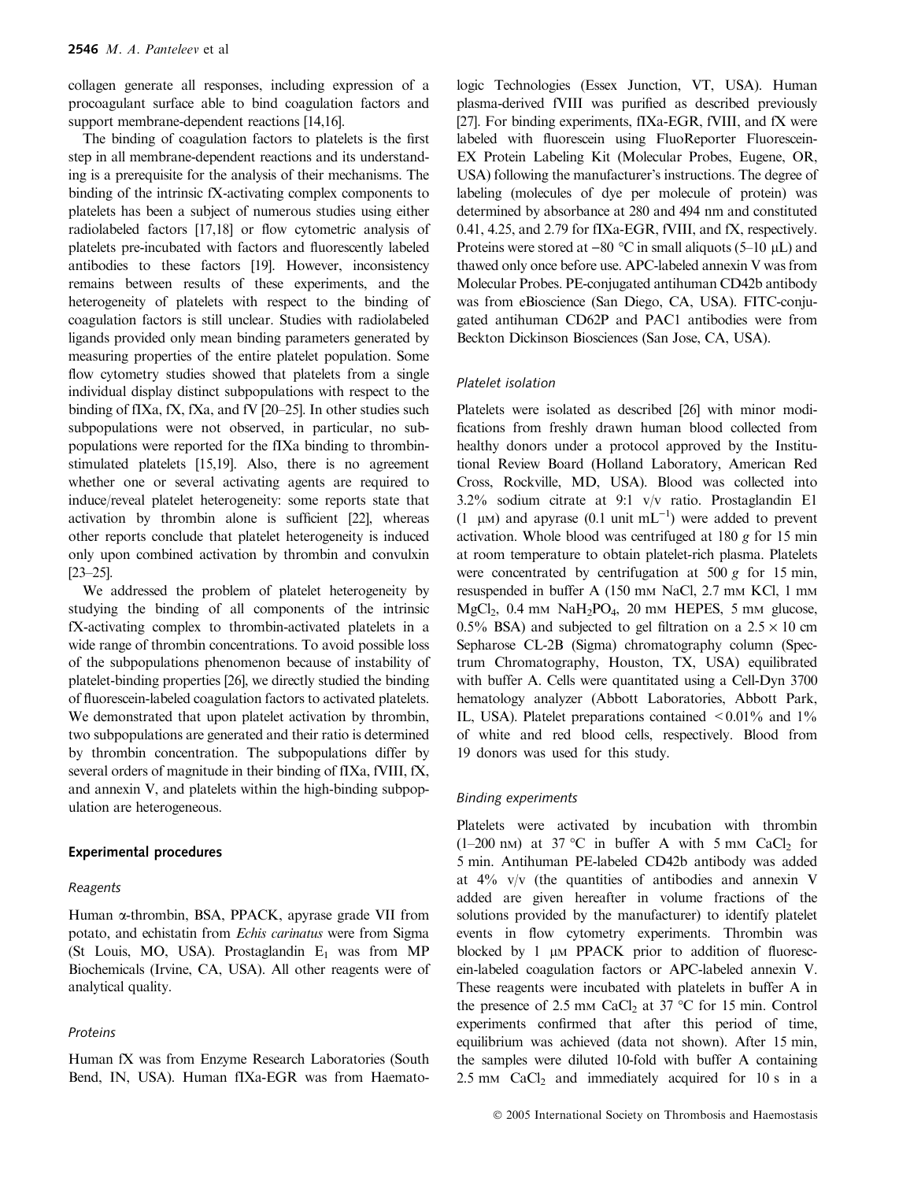collagen generate all responses, including expression of a procoagulant surface able to bind coagulation factors and support membrane-dependent reactions [14,16].

The binding of coagulation factors to platelets is the first step in all membrane-dependent reactions and its understanding is a prerequisite for the analysis of their mechanisms. The binding of the intrinsic fX-activating complex components to platelets has been a subject of numerous studies using either radiolabeled factors [17,18] or flow cytometric analysis of platelets pre-incubated with factors and fluorescently labeled antibodies to these factors [19]. However, inconsistency remains between results of these experiments, and the heterogeneity of platelets with respect to the binding of coagulation factors is still unclear. Studies with radiolabeled ligands provided only mean binding parameters generated by measuring properties of the entire platelet population. Some flow cytometry studies showed that platelets from a single individual display distinct subpopulations with respect to the binding of fIXa, fX, fXa, and fV [20–25]. In other studies such subpopulations were not observed, in particular, no subpopulations were reported for the fIXa binding to thrombin-stimulated platelets [15,19]. Also, there is no agreement whether one or several activating agents are required to induce/reveal platelet heterogeneity: some reports state that activation by thrombin alone is sufficient [22], whereas other reports conclude that platelet heterogeneity is induced only upon combined activation by thrombin and convulxin [23–25].

We addressed the problem of platelet heterogeneity by studying the binding of all components of the intrinsic fX-activating complex to thrombin-activated platelets in a wide range of thrombin concentrations. To avoid possible loss of the subpopulations phenomenon because of instability of platelet-binding properties [26], we directly studied the binding of fluorescein-labeled coagulation factors to activated platelets. We demonstrated that upon platelet activation by thrombin, two subpopulations are generated and their ratio is determined by thrombin concentration. The subpopulations differ by several orders of magnitude in their binding of fIXa, fVIII, fX, and annexin V, and platelets within the high-binding subpopulation are heterogeneous.

## Experimental procedures

### Reagents

Human α-thrombin, BSA, PPACK, apyrase grade VII from potato, and echistatin from *Echis carinatus* were from Sigma (St Louis, MO, USA). Prostaglandin $E_1$ was from MP Biochemicals (Irvine, CA, USA). All other reagents were of analytical quality.

### Proteins

Human fX was from Enzyme Research Laboratories (South Bend, IN, USA). Human fIXa-EGR was from Haematologic Technologies (Essex Junction, VT, USA). Human plasma-derived fVIII was purified as described previously [27]. For binding experiments, fIXa-EGR, fVIII, and fX were labeled with fluorescein using FluoReporter Fluorescein-EX Protein Labeling Kit (Molecular Probes, Eugene, OR, USA) following the manufacturer's instructions. The degree of labeling (molecules of dye per molecule of protein) was determined by absorbance at 280 and 494 nm and constituted 0.41, 4.25, and 2.79 for fIXa-EGR, fVIII, and fX, respectively. Proteins were stored at −80 °C in small aliquots (5–10 μL) and thawed only once before use. APC-labeled annexin V was from Molecular Probes. PE-conjugated antihuman CD42b antibody was from eBioscience (San Diego, CA, USA). FITC-conjugated antihuman CD62P and PAC1 antibodies were from Beckton Dickinson Biosciences (San Jose, CA, USA).

### Platelet isolation

Platelets were isolated as described [26] with minor modifications from freshly drawn human blood collected from healthy donors under a protocol approved by the Institutional Review Board (Holland Laboratory, American Red Cross, Rockville, MD, USA). Blood was collected into 3.2% sodium citrate at 9:1 v/v ratio. Prostaglandin E1 (1 μM) and apyrase (0.1 unit $mL^{-1}$) were added to prevent activation. Whole blood was centrifuged at 180 *g* for 15 min at room temperature to obtain platelet-rich plasma. Platelets were concentrated by centrifugation at 500 *g* for 15 min, resuspended in buffer A (150 mM NaCl, 2.7 mM KCl, 1 mM $MgCl_2$, 0.4 mM $NaH_2PO_4$, 20 mM HEPES, 5 mM glucose, 0.5% BSA) and subjected to gel filtration on a 2.5 × 10 cm Sepharose CL-2B (Sigma) chromatography column (Spectrum Chromatography, Houston, TX, USA) equilibrated with buffer A. Cells were quantitated using a Cell-Dyn 3700 hematology analyzer (Abbott Laboratories, Abbott Park, IL, USA). Platelet preparations contained < 0.01% and 1% of white and red blood cells, respectively. Blood from 19 donors was used for this study.

### Binding experiments

Platelets were activated by incubation with thrombin (1–200 nM) at 37 °C in buffer A with 5 mM $CaCl_2$ for 5 min. Antihuman PE-labeled CD42b antibody was added at 4% v/v (the quantities of antibodies and annexin V added are given hereafter in volume fractions of the solutions provided by the manufacturer) to identify platelet events in flow cytometry experiments. Thrombin was blocked by 1 μM PPACK prior to addition of fluorescein-labeled coagulation factors or APC-labeled annexin V. These reagents were incubated with platelets in buffer A in the presence of 2.5 mM $CaCl_2$ at 37 °C for 15 min. Control experiments confirmed that after this period of time, equilibrium was achieved (data not shown). After 15 min, the samples were diluted 10-fold with buffer A containing 2.5 mM $CaCl_2$ and immediately acquired for 10 s in a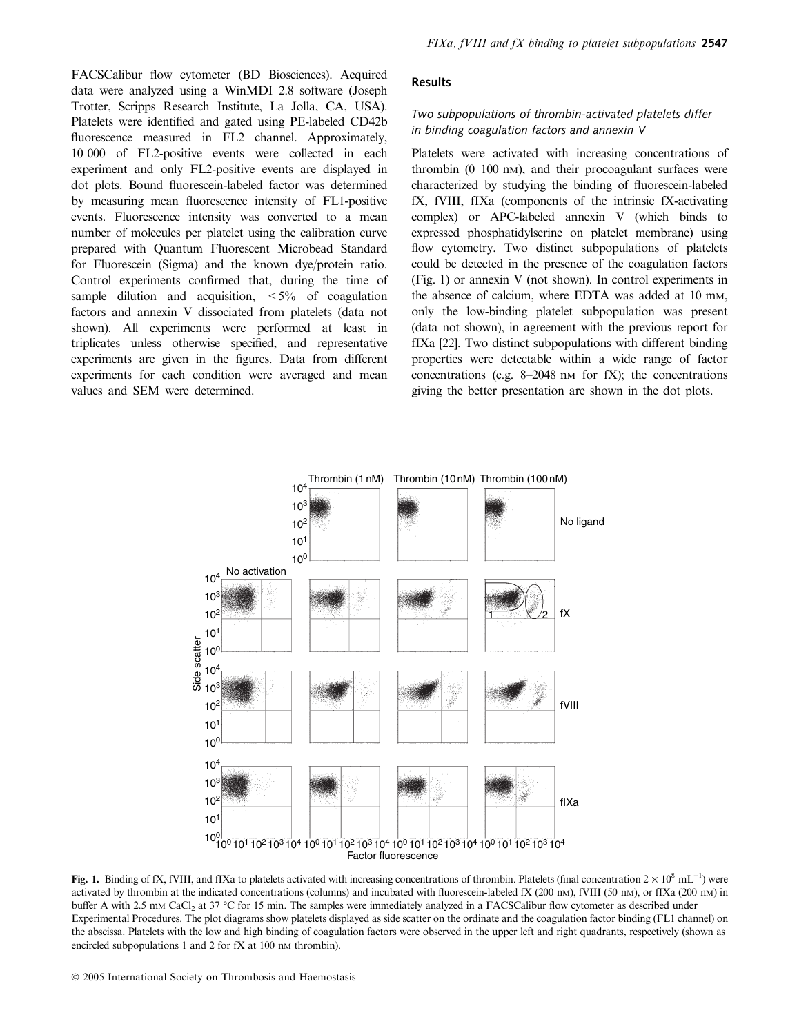FACSCalibur flow cytometer (BD Biosciences). Acquired data were analyzed using a WinMDI 2.8 software (Joseph Trotter, Scripps Research Institute, La Jolla, CA, USA). Platelets were identified and gated using PE-labeled CD42b fluorescence measured in FL2 channel. Approximately, 10 000 of FL2-positive events were collected in each experiment and only FL2-positive events are displayed in dot plots. Bound fluorescein-labeled factor was determined by measuring mean fluorescence intensity of FL1-positive events. Fluorescence intensity was converted to a mean number of molecules per platelet using the calibration curve prepared with Quantum Fluorescent Microbead Standard for Fluorescein (Sigma) and the known dye/protein ratio. Control experiments confirmed that, during the time of sample dilution and acquisition, < 5% of coagulation factors and annexin V dissociated from platelets (data not shown). All experiments were performed at least in triplicates unless otherwise specified, and representative experiments are given in the figures. Data from different experiments for each condition were averaged and mean values and SEM were determined.

## Results

### *Two subpopulations of thrombin-activated platelets differ in binding coagulation factors and annexin V*

Platelets were activated with increasing concentrations of thrombin (0–100 nM), and their procoagulant surfaces were characterized by studying the binding of fluorescein-labeled fX, fVIII, fIXa (components of the intrinsic fX-activating complex) or APC-labeled annexin V (which binds to expressed phosphatidylserine on platelet membrane) using flow cytometry. Two distinct subpopulations of platelets could be detected in the presence of the coagulation factors (Fig. 1) or annexin V (not shown). In control experiments in the absence of calcium, where EDTA was added at 10 mM, only the low-binding platelet subpopulation was present (data not shown), in agreement with the previous report for fIXa [22]. Two distinct subpopulations with different binding properties were detectable within a wide range of factor concentrations (e.g. 8–2048 nM for fX); the concentrations giving the better presentation are shown in the dot plots.

**Fig. 1.** Binding of fX, fVIII, and fIXa to platelets activated with increasing concentrations of thrombin. Platelets (final concentration $2 \times 10^8$ mL$^{-1}$) were activated by thrombin at the indicated concentrations (columns) and incubated with fluorescein-labeled fX (200 nM), fVIII (50 nM), or fIXa (200 nM) in buffer A with 2.5 mM $CaCl_2$ at 37 °C for 15 min. The samples were immediately analyzed in a FACSCalibur flow cytometer as described under Experimental Procedures. The plot diagrams show platelets displayed as side scatter on the ordinate and the coagulation factor binding (FL1 channel) on the abscissa. Platelets with the low and high binding of coagulation factors were observed in the upper left and right quadrants, respectively (shown as encircled subpopulations 1 and 2 for fX at 100 nM thrombin).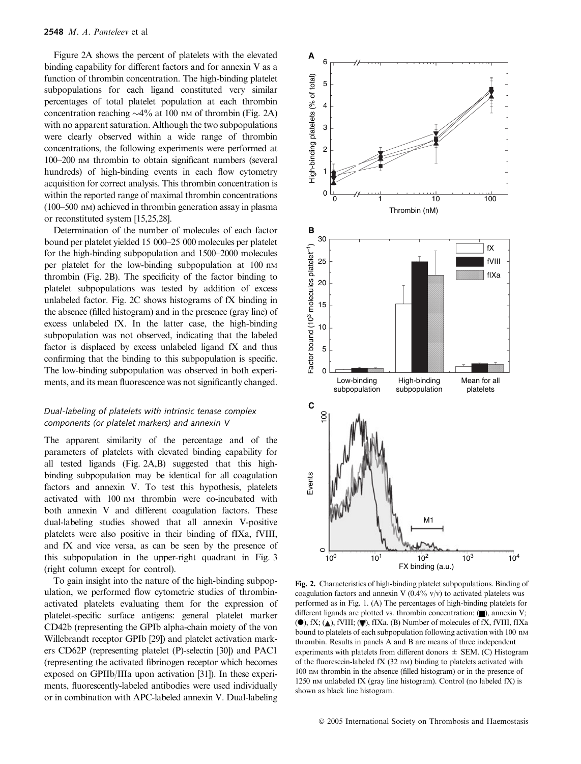Figure 2A shows the percent of platelets with the elevated binding capability for different factors and for annexin V as a function of thrombin concentration. The high-binding platelet subpopulations for each ligand constituted very similar percentages of total platelet population at each thrombin concentration reaching ~4% at 100 nM of thrombin (Fig. 2A) with no apparent saturation. Although the two subpopulations were clearly observed within a wide range of thrombin concentrations, the following experiments were performed at 100–200 nM thrombin to obtain significant numbers (several hundreds) of high-binding events in each flow cytometry acquisition for correct analysis. This thrombin concentration is within the reported range of maximal thrombin concentrations (100–500 nM) achieved in thrombin generation assay in plasma or reconstituted system [15,25,28].

Determination of the number of molecules of each factor bound per platelet yielded 15 000–25 000 molecules per platelet for the high-binding subpopulation and 1500–2000 molecules per platelet for the low-binding subpopulation at 100 nM thrombin (Fig. 2B). The specificity of the factor binding to platelet subpopulations was tested by addition of excess unlabeled factor. Fig. 2C shows histograms of fX binding in the absence (filled histogram) and in the presence (gray line) of excess unlabeled fX. In the latter case, the high-binding subpopulation was not observed, indicating that the labeled factor is displaced by excess unlabeled ligand fX and thus confirming that the binding to this subpopulation is specific. The low-binding subpopulation was observed in both experiments, and its mean fluorescence was not significantly changed.

### Dual-labeling of platelets with intrinsic tenase complex components (or platelet markers) and annexin V

The apparent similarity of the percentage and of the parameters of platelets with elevated binding capability for all tested ligands (Fig. 2A,B) suggested that this high-binding subpopulation may be identical for all coagulation factors and annexin V. To test this hypothesis, platelets activated with 100 nM thrombin were co-incubated with both annexin V and different coagulation factors. These dual-labeling studies showed that all annexin V-positive platelets were also positive in their binding of fIXa, fVIII, and fX and vice versa, as can be seen by the presence of this subpopulation in the upper-right quadrant in Fig. 3 (right column except for control).

To gain insight into the nature of the high-binding subpopulation, we performed flow cytometric studies of thrombin-activated platelets evaluating them for the expression of platelet-specific surface antigens: general platelet marker CD42b (representing the GPIb alpha-chain moiety of the von Willebrandt receptor GPIb [29]) and platelet activation markers CD62P (representing platelet (P)-selectin [30]) and PAC1 (representing the activated fibrinogen receptor which becomes exposed on GPIIb/IIIa upon activation [31]). In these experiments, fluorescently-labeled antibodies were used individually or in combination with APC-labeled annexin V. Dual-labeling

Fig. 2. Characteristics of high-binding platelet subpopulations. Binding of coagulation factors and annexin V (0.4% v/v) to activated platelets was performed as in Fig. 1. (A) The percentages of high-binding platelets for different ligands are plotted vs. thrombin concentration: (■), annexin V; (●), fX; (▲), fVIII; (▼), fIXa. (B) Number of molecules of fX, fVIII, fIXa bound to platelets of each subpopulation following activation with 100 nM thrombin. Results in panels A and B are means of three independent experiments with platelets from different donors ± SEM. (C) Histogram of the fluorescein-labeled fX (32 nM) binding to platelets activated with 100 nM thrombin in the absence (filled histogram) or in the presence of 1250 nM unlabeled fX (gray line histogram). Control (no labeled fX) is shown as black line histogram.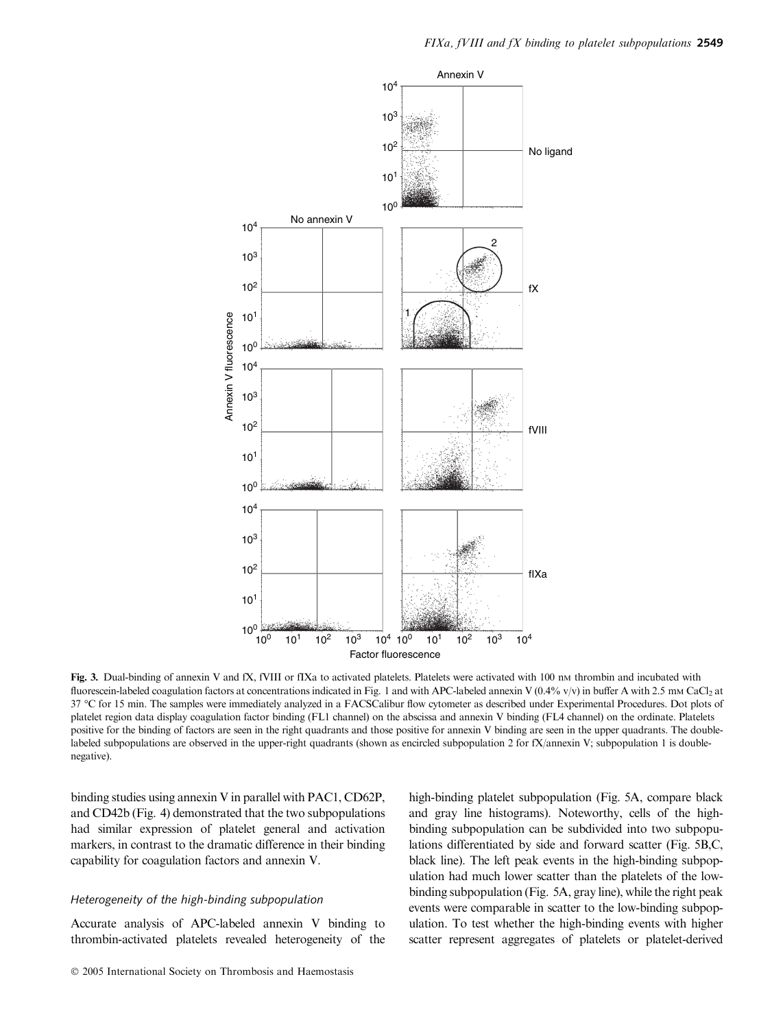**Fig. 3.** Dual-binding of annexin V and fX, fVIII or fIXa to activated platelets. Platelets were activated with 100 nM thrombin and incubated with fluorescein-labeled coagulation factors at concentrations indicated in Fig. 1 and with APC-labeled annexin V (0.4% v/v) in buffer A with 2.5 mM $CaCl_2$ at 37 °C for 15 min. The samples were immediately analyzed in a FACSCalibur flow cytometer as described under Experimental Procedures. Dot plots of platelet region data display coagulation factor binding (FL1 channel) on the abscissa and annexin V binding (FL4 channel) on the ordinate. Platelets positive for the binding of factors are seen in the right quadrants and those positive for annexin V binding are seen in the upper quadrants. The double-labeled subpopulations are observed in the upper-right quadrants (shown as encircled subpopulation 2 for fX/annexin V; subpopulation 1 is double-negative).

binding studies using annexin V in parallel with PAC1, CD62P, and CD42b (Fig. 4) demonstrated that the two subpopulations had similar expression of platelet general and activation markers, in contrast to the dramatic difference in their binding capability for coagulation factors and annexin V.

### *Heterogeneity of the high-binding subpopulation*

Accurate analysis of APC-labeled annexin V binding to thrombin-activated platelets revealed heterogeneity of the high-binding platelet subpopulation (Fig. 5A, compare black and gray line histograms). Noteworthy, cells of the high-binding subpopulation can be subdivided into two subpopulations differentiated by side and forward scatter (Fig. 5B,C, black line). The left peak events in the high-binding subpopulation had much lower scatter than the platelets of the low-binding subpopulation (Fig. 5A, gray line), while the right peak events were comparable in scatter to the low-binding subpopulation. To test whether the high-binding events with higher scatter represent aggregates of platelets or platelet-derived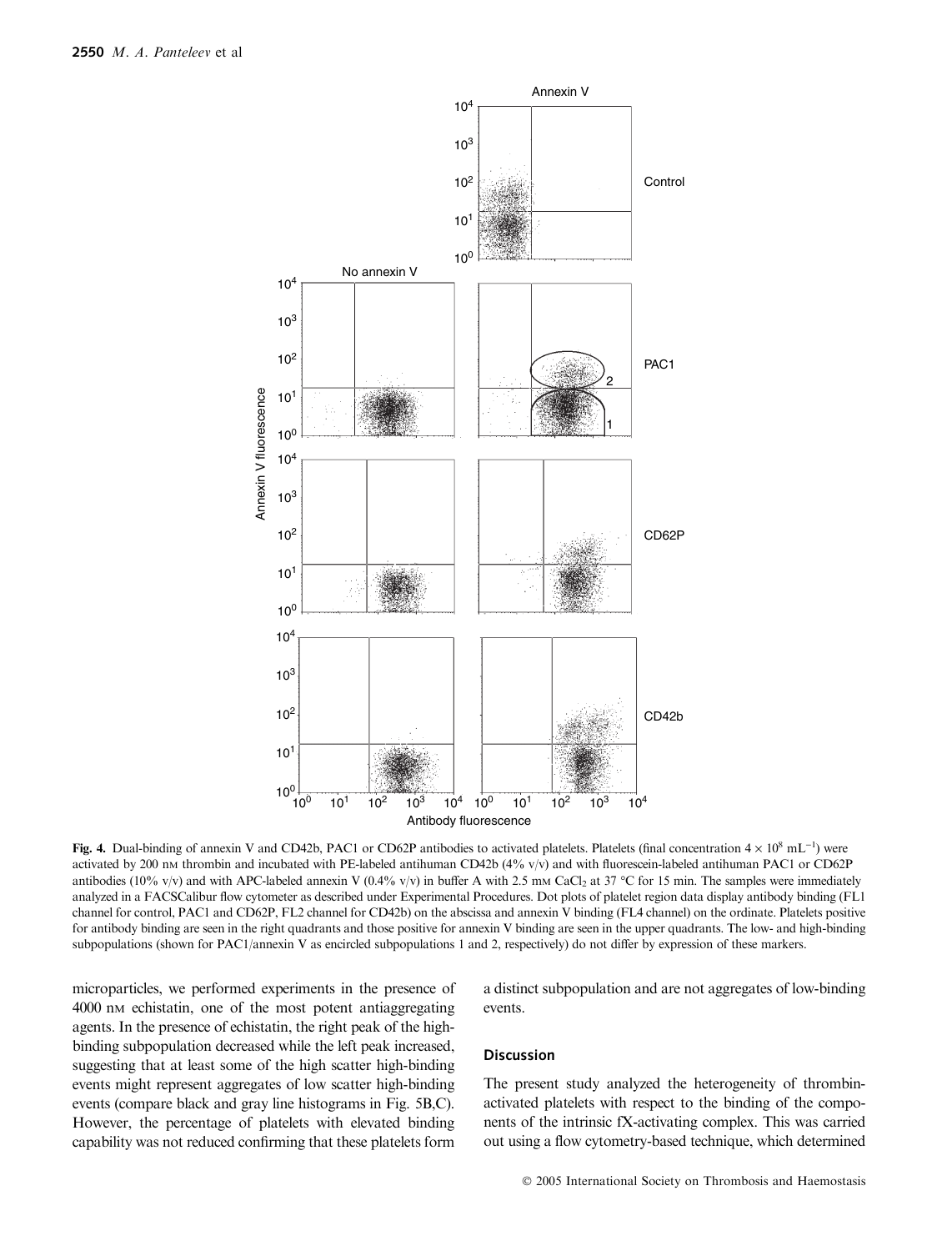**Fig. 4.** Dual-binding of annexin V and CD42b, PAC1 or CD62P antibodies to activated platelets. Platelets (final concentration $4 \times 10^8$ mL$^{-1}$) were activated by 200 nM thrombin and incubated with PE-labeled antihuman CD42b (4% v/v) and with fluorescein-labeled antihuman PAC1 or CD62P antibodies (10% v/v) and with APC-labeled annexin V (0.4% v/v) in buffer A with 2.5 mM $CaCl_2$ at 37 °C for 15 min. The samples were immediately analyzed in a FACSCalibur flow cytometer as described under Experimental Procedures. Dot plots of platelet region data display antibody binding (FL1 channel for control, PAC1 and CD62P, FL2 channel for CD42b) on the abscissa and annexin V binding (FL4 channel) on the ordinate. Platelets positive for antibody binding are seen in the right quadrants and those positive for annexin V binding are seen in the upper quadrants. The low- and high-binding subpopulations (shown for PAC1/annexin V as encircled subpopulations 1 and 2, respectively) do not differ by expression of these markers.

microparticles, we performed experiments in the presence of 4000 nM echistatin, one of the most potent antiaggregating agents. In the presence of echistatin, the right peak of the high-binding subpopulation decreased while the left peak increased, suggesting that at least some of the high scatter high-binding events might represent aggregates of low scatter high-binding events (compare black and gray line histograms in Fig. 5B,C). However, the percentage of platelets with elevated binding capability was not reduced confirming that these platelets form a distinct subpopulation and are not aggregates of low-binding events.

## Discussion

The present study analyzed the heterogeneity of thrombin-activated platelets with respect to the binding of the components of the intrinsic fX-activating complex. This was carried out using a flow cytometry-based technique, which determined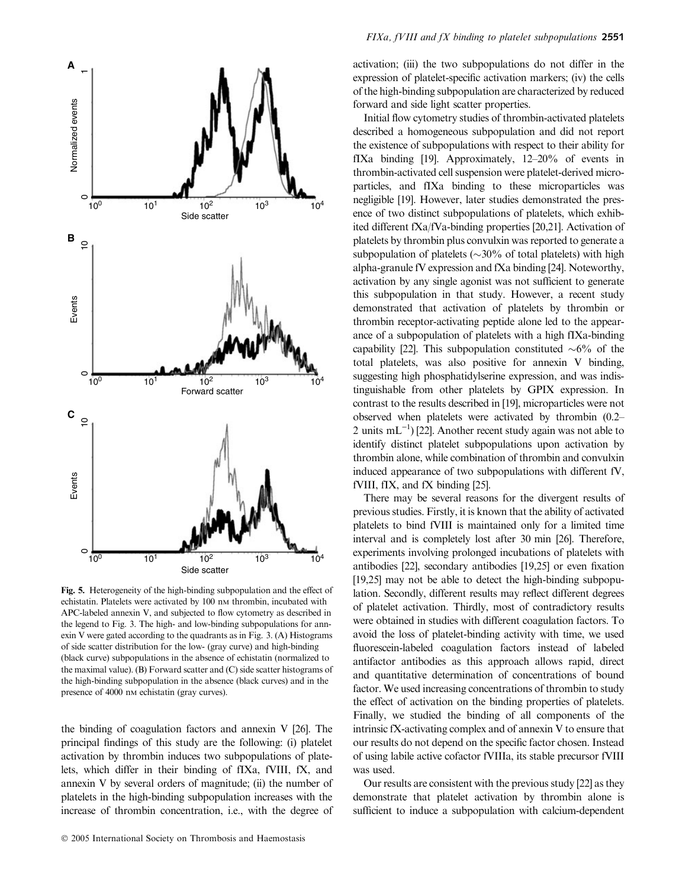**Fig. 5.** Heterogeneity of the high-binding subpopulation and the effect of echistatin. Platelets were activated by 100 nM thrombin, incubated with APC-labeled annexin V, and subjected to flow cytometry as described in the legend to Fig. 3. The high- and low-binding subpopulations for annexin V were gated according to the quadrants as in Fig. 3. (A) Histograms of side scatter distribution for the low- (gray curve) and high-binding (black curve) subpopulations in the absence of echistatin (normalized to the maximal value). (B) Forward scatter and (C) side scatter histograms of the high-binding subpopulation in the absence (black curves) and in the presence of 4000 nM echistatin (gray curves).

the binding of coagulation factors and annexin V [26]. The principal findings of this study are the following: (i) platelet activation by thrombin induces two subpopulations of platelets, which differ in their binding of fIXa, fVIII, fX, and annexin V by several orders of magnitude; (ii) the number of platelets in the high-binding subpopulation increases with the increase of thrombin concentration, i.e., with the degree of activation; (iii) the two subpopulations do not differ in the expression of platelet-specific activation markers; (iv) the cells of the high-binding subpopulation are characterized by reduced forward and side light scatter properties.

Initial flow cytometry studies of thrombin-activated platelets described a homogeneous subpopulation and did not report the existence of subpopulations with respect to their ability for fIXa binding [19]. Approximately, 12–20% of events in thrombin-activated cell suspension were platelet-derived microparticles, and fIXa binding to these microparticles was negligible [19]. However, later studies demonstrated the presence of two distinct subpopulations of platelets, which exhibited different fXa/fVa-binding properties [20,21]. Activation of platelets by thrombin plus convulxin was reported to generate a subpopulation of platelets (~30% of total platelets) with high alpha-granule fV expression and fXa binding [24]. Noteworthy, activation by any single agonist was not sufficient to generate this subpopulation in that study. However, a recent study demonstrated that activation of platelets by thrombin or thrombin receptor-activating peptide alone led to the appearance of a subpopulation of platelets with a high fIXa-binding capability [22]. This subpopulation constituted ~6% of the total platelets, was also positive for annexin V binding, suggesting high phosphatidylserine expression, and was indistinguishable from other platelets by GPIX expression. In contrast to the results described in [19], microparticles were not observed when platelets were activated by thrombin (0.2–2 units $mL^{-1}$) [22]. Another recent study again was not able to identify distinct platelet subpopulations upon activation by thrombin alone, while combination of thrombin and convulxin induced appearance of two subpopulations with different fV, fVIII, fIX, and fX binding [25].

There may be several reasons for the divergent results of previous studies. Firstly, it is known that the ability of activated platelets to bind fVIII is maintained only for a limited time interval and is completely lost after 30 min [26]. Therefore, experiments involving prolonged incubations of platelets with antibodies [22], secondary antibodies [19,25] or even fixation [19,25] may not be able to detect the high-binding subpopulation. Secondly, different results may reflect different degrees of platelet activation. Thirdly, most of contradictory results were obtained in studies with different coagulation factors. To avoid the loss of platelet-binding activity with time, we used fluorescein-labeled coagulation factors instead of labeled antifactor antibodies as this approach allows rapid, direct and quantitative determination of concentrations of bound factor. We used increasing concentrations of thrombin to study the effect of activation on the binding properties of platelets. Finally, we studied the binding of all components of the intrinsic fX-activating complex and of annexin V to ensure that our results do not depend on the specific factor chosen. Instead of using labile active cofactor fVIIIa, its stable precursor fVIII was used.

Our results are consistent with the previous study [22] as they demonstrate that platelet activation by thrombin alone is sufficient to induce a subpopulation with calcium-dependent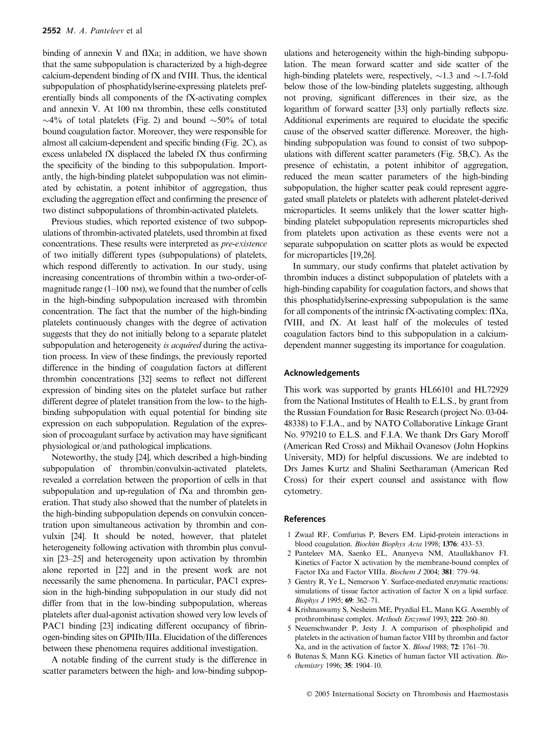binding of annexin V and fIXa; in addition, we have shown that the same subpopulation is characterized by a high-degree calcium-dependent binding of fX and fVIII. Thus, the identical subpopulation of phosphatidylserine-expressing platelets preferentially binds all components of the fX-activating complex and annexin V. At 100 nM thrombin, these cells constituted ~4% of total platelets (Fig. 2) and bound ~50% of total bound coagulation factor. Moreover, they were responsible for almost all calcium-dependent and specific binding (Fig. 2C), as excess unlabeled fX displaced the labeled fX thus confirming the specificity of the binding to this subpopulation. Importantly, the high-binding platelet subpopulation was not eliminated by echistatin, a potent inhibitor of aggregation, thus excluding the aggregation effect and confirming the presence of two distinct subpopulations of thrombin-activated platelets.

Previous studies, which reported existence of two subpopulations of thrombin-activated platelets, used thrombin at fixed concentrations. These results were interpreted as *pre-existence* of two initially different types (subpopulations) of platelets, which respond differently to activation. In our study, using increasing concentrations of thrombin within a two-order-of-magnitude range (1–100 nM), we found that the number of cells in the high-binding subpopulation increased with thrombin concentration. The fact that the number of the high-binding platelets continuously changes with the degree of activation suggests that they do not initially belong to a separate platelet subpopulation and heterogeneity *is acquired* during the activation process. In view of these findings, the previously reported difference in the binding of coagulation factors at different thrombin concentrations [32] seems to reflect not different expression of binding sites on the platelet surface but rather different degree of platelet transition from the low- to the high-binding subpopulation with equal potential for binding site expression on each subpopulation. Regulation of the expression of procoagulant surface by activation may have significant physiological or/and pathological implications.

Noteworthy, the study [24], which described a high-binding subpopulation of thrombin/convulxin-activated platelets, revealed a correlation between the proportion of cells in that subpopulation and up-regulation of fXa and thrombin generation. That study also showed that the number of platelets in the high-binding subpopulation depends on convulxin concentration upon simultaneous activation by thrombin and convulxin [24]. It should be noted, however, that platelet heterogeneity following activation with thrombin plus convulxin [23–25] and heterogeneity upon activation by thrombin alone reported in [22] and in the present work are not necessarily the same phenomena. In particular, PAC1 expression in the high-binding subpopulation in our study did not differ from that in the low-binding subpopulation, whereas platelets after dual-agonist activation showed very low levels of PAC1 binding [23] indicating different occupancy of fibrinogen-binding sites on GPIIb/IIIa. Elucidation of the differences between these phenomena requires additional investigation.

A notable finding of the current study is the difference in scatter parameters between the high- and low-binding subpopulations and heterogeneity within the high-binding subpopulation. The mean forward scatter and side scatter of the high-binding platelets were, respectively, ~1.3 and ~1.7-fold below those of the low-binding platelets suggesting, although not proving, significant differences in their size, as the logarithm of forward scatter [33] only partially reflects size. Additional experiments are required to elucidate the specific cause of the observed scatter difference. Moreover, the high-binding subpopulation was found to consist of two subpopulations with different scatter parameters (Fig. 5B,C). As the presence of echistatin, a potent inhibitor of aggregation, reduced the mean scatter parameters of the high-binding subpopulation, the higher scatter peak could represent aggregated small platelets or platelets with adherent platelet-derived microparticles. It seems unlikely that the lower scatter high-binding platelet subpopulation represents microparticles shed from platelets upon activation as these events were not a separate subpopulation on scatter plots as would be expected for microparticles [19,26].

In summary, our study confirms that platelet activation by thrombin induces a distinct subpopulation of platelets with a high-binding capability for coagulation factors, and shows that this phosphatidylserine-expressing subpopulation is the same for all components of the intrinsic fX-activating complex: fIXa, fVIII, and fX. At least half of the molecules of tested coagulation factors bind to this subpopulation in a calcium-dependent manner suggesting its importance for coagulation.

## Acknowledgements

This work was supported by grants HL66101 and HL72929 from the National Institutes of Health to E.L.S., by grant from the Russian Foundation for Basic Research (project No. 03-04-48338) to F.I.A., and by NATO Collaborative Linkage Grant No. 979210 to E.L.S. and F.I.A. We thank Drs Gary Moroff (American Red Cross) and Mikhail Ovanesov (John Hopkins University, MD) for helpful discussions. We are indebted to Drs James Kurtz and Shalini Seetharaman (American Red Cross) for their expert counsel and assistance with flow cytometry.

## References

1 Zwaal RF, Comfurius P, Bevers EM. Lipid-protein interactions in blood coagulation. *Biochim Biophys Acta* 1998; **1376**: 433–53.

2 Panteleev MA, Saenko EL, Ananyeva NM, Ataullakhanov FI. Kinetics of Factor X activation by the membrane-bound complex of Factor IXa and Factor VIIIa. *Biochem J* 2004; **381**: 779–94.

3 Gentry R, Ye L, Nemerson Y. Surface-mediated enzymatic reactions: simulations of tissue factor activation of factor X on a lipid surface. *Biophys J* 1995; **69**: 362–71.

4 Krishnaswamy S, Nesheim ME, Pryzdial EL, Mann KG. Assembly of prothrombinase complex. *Methods Enzymol* 1993; **222**: 260–80.

5 Neuenschwander P, Jesty J. A comparison of phospholipid and platelets in the activation of human factor VIII by thrombin and factor Xa, and in the activation of factor X. *Blood* 1988; **72**: 1761–70.

6 Butenas S, Mann KG. Kinetics of human factor VII activation. *Biochemistry* 1996; **35**: 1904–10.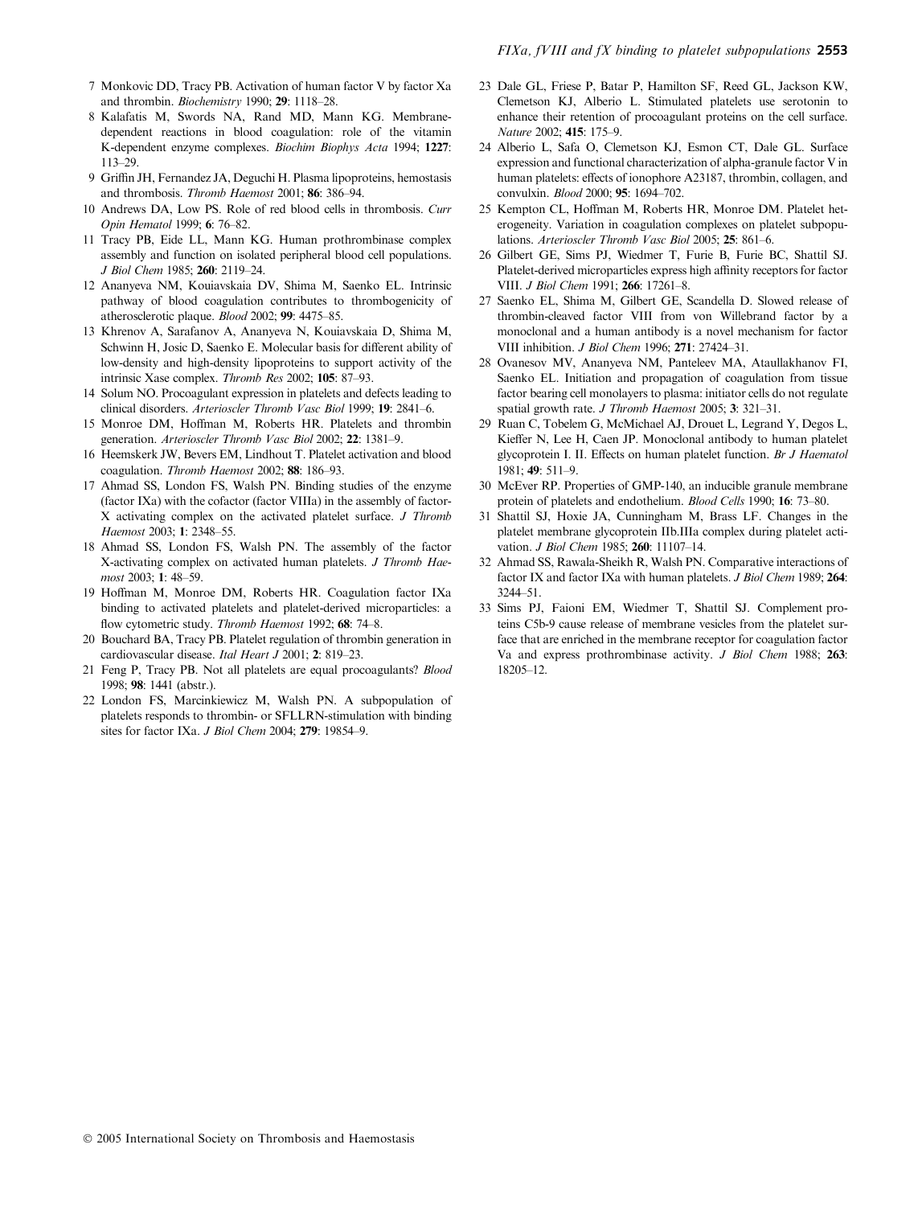7 Monkovic DD, Tracy PB. Activation of human factor V by factor Xa and thrombin. *Biochemistry* 1990; **29**: 1118–28.

8 Kalafatis M, Swords NA, Rand MD, Mann KG. Membrane-dependent reactions in blood coagulation: role of the vitamin K-dependent enzyme complexes. *Biochim Biophys Acta* 1994; **1227**: 113–29.

9 Griffin JH, Fernandez JA, Deguchi H. Plasma lipoproteins, hemostasis and thrombosis. *Thromb Haemost* 2001; **86**: 386–94.

10 Andrews DA, Low PS. Role of red blood cells in thrombosis. *Curr Opin Hematol* 1999; **6**: 76–82.

11 Tracy PB, Eide LL, Mann KG. Human prothrombinase complex assembly and function on isolated peripheral blood cell populations. *J Biol Chem* 1985; **260**: 2119–24.

12 Ananyeva NM, Kouiavskaia DV, Shima M, Saenko EL. Intrinsic pathway of blood coagulation contributes to thrombogenicity of atherosclerotic plaque. *Blood* 2002; **99**: 4475–85.

13 Khrenov A, Sarafanov A, Ananyeva N, Kouiavskaia D, Shima M, Schwinn H, Josic D, Saenko E. Molecular basis for different ability of low-density and high-density lipoproteins to support activity of the intrinsic Xase complex. *Thromb Res* 2002; **105**: 87–93.

14 Solum NO. Procoagulant expression in platelets and defects leading to clinical disorders. *Arterioscler Thromb Vasc Biol* 1999; **19**: 2841–6.

15 Monroe DM, Hoffman M, Roberts HR. Platelets and thrombin generation. *Arterioscler Thromb Vasc Biol* 2002; **22**: 1381–9.

16 Heemskerk JW, Bevers EM, Lindhout T. Platelet activation and blood coagulation. *Thromb Haemost* 2002; **88**: 186–93.

17 Ahmad SS, London FS, Walsh PN. Binding studies of the enzyme (factor IXa) with the cofactor (factor VIIIa) in the assembly of factor-X activating complex on the activated platelet surface. *J Thromb Haemost* 2003; **1**: 2348–55.

18 Ahmad SS, London FS, Walsh PN. The assembly of the factor X-activating complex on activated human platelets. *J Thromb Haemost* 2003; **1**: 48–59.

19 Hoffman M, Monroe DM, Roberts HR. Coagulation factor IXa binding to activated platelets and platelet-derived microparticles: a flow cytometric study. *Thromb Haemost* 1992; **68**: 74–8.

20 Bouchard BA, Tracy PB. Platelet regulation of thrombin generation in cardiovascular disease. *Ital Heart J* 2001; **2**: 819–23.

21 Feng P, Tracy PB. Not all platelets are equal procoagulants? *Blood* 1998; **98**: 1441 (abstr.).

22 London FS, Marcinkiewicz M, Walsh PN. A subpopulation of platelets responds to thrombin- or SFLLRN-stimulation with binding sites for factor IXa. *J Biol Chem* 2004; **279**: 19854–9.

23 Dale GL, Friese P, Batar P, Hamilton SF, Reed GL, Jackson KW, Clemetson KJ, Alberio L. Stimulated platelets use serotonin to enhance their retention of procoagulant proteins on the cell surface. *Nature* 2002; **415**: 175–9.

24 Alberio L, Safa O, Clemetson KJ, Esmon CT, Dale GL. Surface expression and functional characterization of alpha-granule factor V in human platelets: effects of ionophore A23187, thrombin, collagen, and convulxin. *Blood* 2000; **95**: 1694–702.

25 Kempton CL, Hoffman M, Roberts HR, Monroe DM. Platelet heterogeneity. Variation in coagulation complexes on platelet subpopulations. *Arterioscler Thromb Vasc Biol* 2005; **25**: 861–6.

26 Gilbert GE, Sims PJ, Wiedmer T, Furie B, Furie BC, Shattil SJ. Platelet-derived microparticles express high affinity receptors for factor VIII. *J Biol Chem* 1991; **266**: 17261–8.

27 Saenko EL, Shima M, Gilbert GE, Scandella D. Slowed release of thrombin-cleaved factor VIII from von Willebrand factor by a monoclonal and a human antibody is a novel mechanism for factor VIII inhibition. *J Biol Chem* 1996; **271**: 27424–31.

28 Ovanesov MV, Ananyeva NM, Panteleev MA, Ataullakhanov FI, Saenko EL. Initiation and propagation of coagulation from tissue factor bearing cell monolayers to plasma: initiator cells do not regulate spatial growth rate. *J Thromb Haemost* 2005; **3**: 321–31.

29 Ruan C, Tobelem G, McMichael AJ, Drouet L, Legrand Y, Degos L, Kieffer N, Lee H, Caen JP. Monoclonal antibody to human platelet glycoprotein I. II. Effects on human platelet function. *Br J Haematol* 1981; **49**: 511–9.

30 McEver RP. Properties of GMP-140, an inducible granule membrane protein of platelets and endothelium. *Blood Cells* 1990; **16**: 73–80.

31 Shattil SJ, Hoxie JA, Cunningham M, Brass LF. Changes in the platelet membrane glycoprotein IIb.IIIa complex during platelet activation. *J Biol Chem* 1985; **260**: 11107–14.

32 Ahmad SS, Rawala-Sheikh R, Walsh PN. Comparative interactions of factor IX and factor IXa with human platelets. *J Biol Chem* 1989; **264**: 3244–51.

33 Sims PJ, Faioni EM, Wiedmer T, Shattil SJ. Complement proteins C5b-9 cause release of membrane vesicles from the platelet surface that are enriched in the membrane receptor for coagulation factor Va and express prothrombinase activity. *J Biol Chem* 1988; **263**: 18205–12.